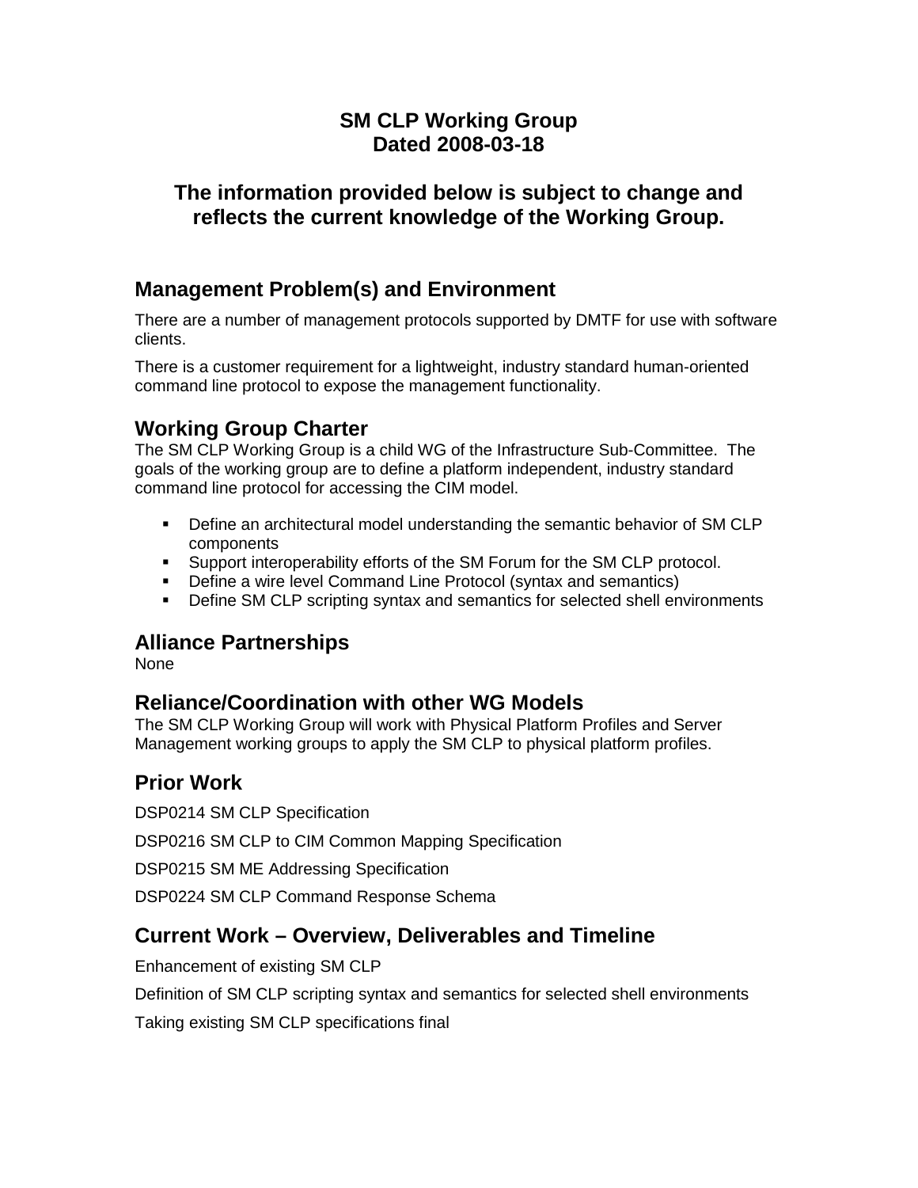# SM CLP Working Group
# Dated 2008-03-18

## The information provided below is subject to change and reflects the current knowledge of the Working Group.

## Management Problem(s) and Environment

There are a number of management protocols supported by DMTF for use with software clients.

There is a customer requirement for a lightweight, industry standard human-oriented command line protocol to expose the management functionality.

## Working Group Charter

The SM CLP Working Group is a child WG of the Infrastructure Sub-Committee. The goals of the working group are to define a platform independent, industry standard command line protocol for accessing the CIM model.

- Define an architectural model understanding the semantic behavior of SM CLP components
- Support interoperability efforts of the SM Forum for the SM CLP protocol.
- Define a wire level Command Line Protocol (syntax and semantics)
- Define SM CLP scripting syntax and semantics for selected shell environments

## Alliance Partnerships

None

## Reliance/Coordination with other WG Models

The SM CLP Working Group will work with Physical Platform Profiles and Server Management working groups to apply the SM CLP to physical platform profiles.

## Prior Work

DSP0214 SM CLP Specification

DSP0216 SM CLP to CIM Common Mapping Specification

DSP0215 SM ME Addressing Specification

DSP0224 SM CLP Command Response Schema

## Current Work – Overview, Deliverables and Timeline

Enhancement of existing SM CLP

Definition of SM CLP scripting syntax and semantics for selected shell environments

Taking existing SM CLP specifications final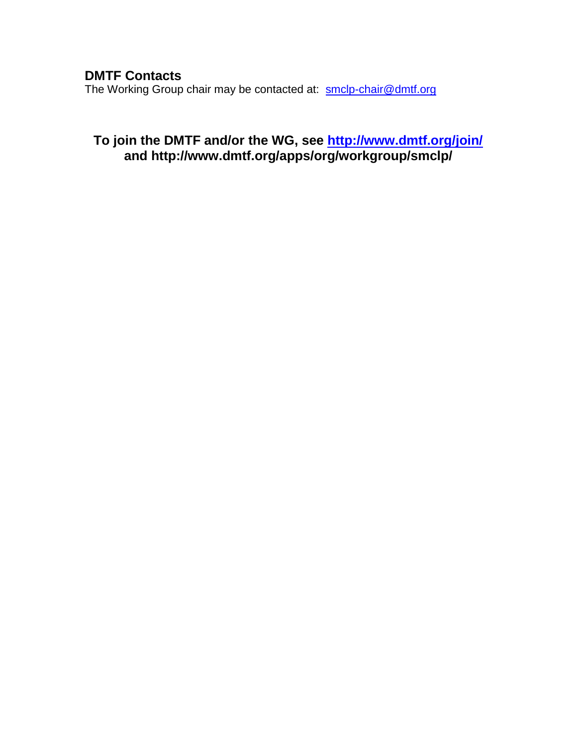## DMTF Contacts

The Working Group chair may be contacted at: smclp-chair@dmtf.org

**To join the DMTF and/or the WG, see http://www.dmtf.org/join/ and http://www.dmtf.org/apps/org/workgroup/smclp/**